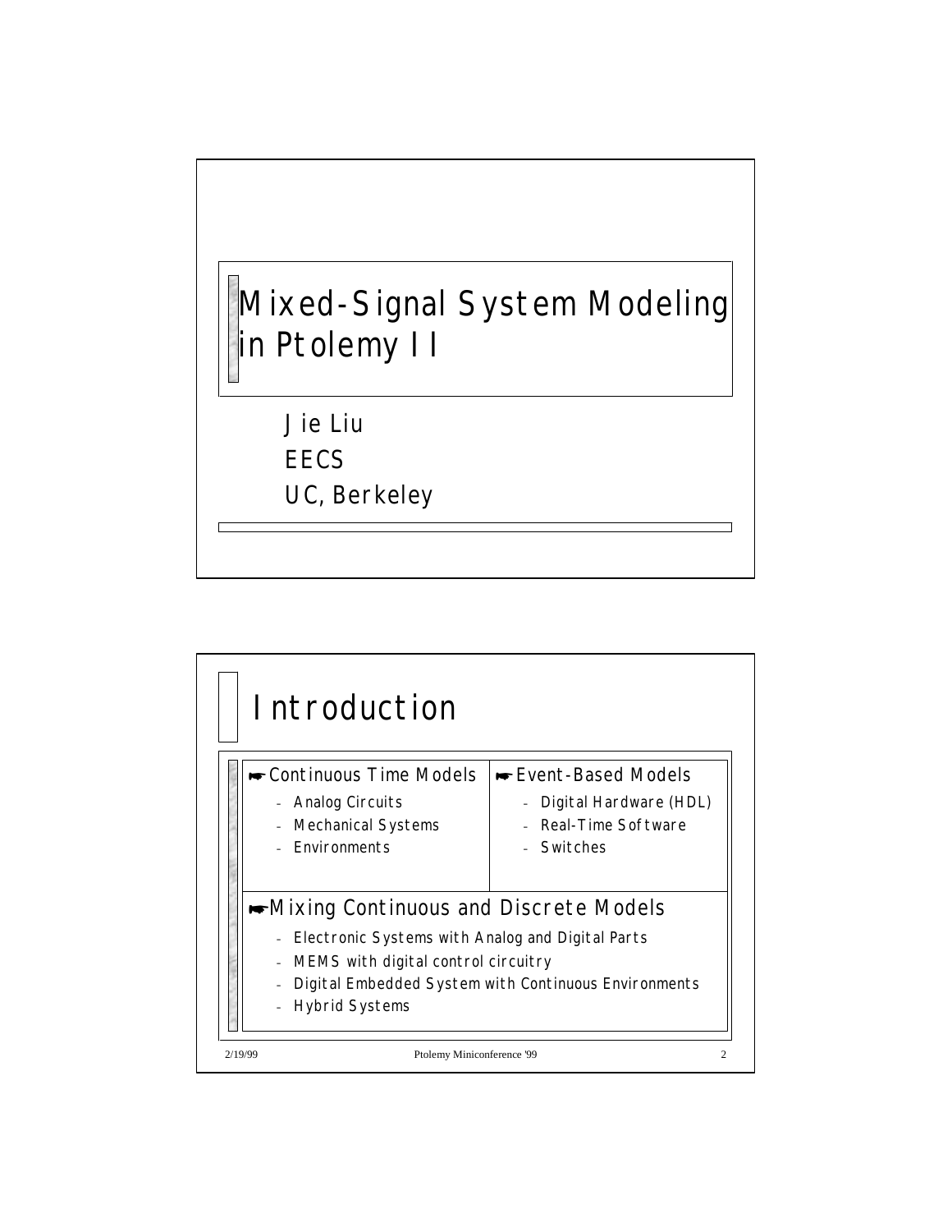# Mixed-Signal System Modeling in Ptolemy II

Jie Liu
EECS
UC, Berkeley

## Introduction

- Continuous Time Models
  - Analog Circuits
  - Mechanical Systems
  - Environments
- Event-Based Models
  - Digital Hardware (HDL)
  - Real-Time Software
  - Switches
- Mixing Continuous and Discrete Models
  - Electronic Systems with Analog and Digital Parts
  - MEMS with digital control circuitry
  - Digital Embedded System with Continuous Environments
  - Hybrid Systems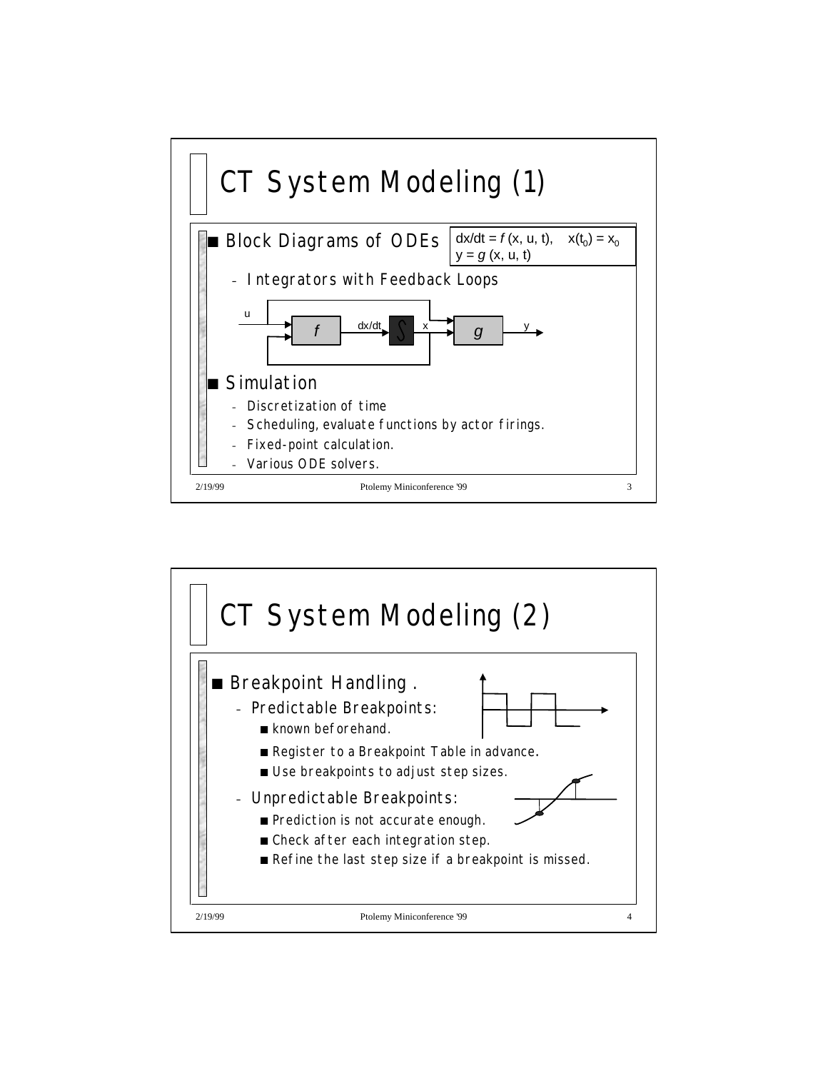# CT System Modeling (1)

- Block Diagrams of ODEs

$$dx/dt = f(x, u, t), \quad x(t_0) = x_0$$
$$y = g(x, u, t)$$

  - Integrators with Feedback Loops

u → f → dx/dt → ∫ → x → g → y

- Simulation
  - Discretization of time
  - Scheduling, evaluate functions by actor firings.
  - Fixed-point calculation.
  - Various ODE solvers.

# CT System Modeling (2)

- Breakpoint Handling .
  - Predictable Breakpoints:
    - known beforehand.
    - Register to a Breakpoint Table in advance.
    - Use breakpoints to adjust step sizes.
  - Unpredictable Breakpoints:
    - Prediction is not accurate enough.
    - Check after each integration step.
    - Refine the last step size if a breakpoint is missed.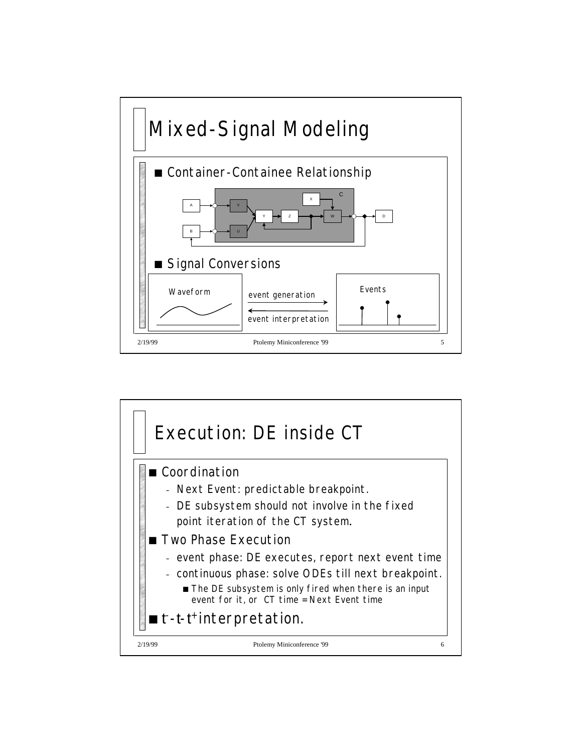# Mixed-Signal Modeling

- Container-Containee Relationship
- Signal Conversions

Waveform — event generation → Events

Waveform ← event interpretation — Events

# Execution: DE inside CT

- Coordination
  - Next Event: predictable breakpoint.
  - DE subsystem should not involve in the fixed point iteration of the CT system.
- Two Phase Execution
  - event phase: DE executes, report next event time
  - continuous phase: solve ODEs till next breakpoint.
    - The DE subsystem is only fired when there is an input event for it, or CT time = Next Event time
- $t^-$-$t$-$t^+$ interpretation.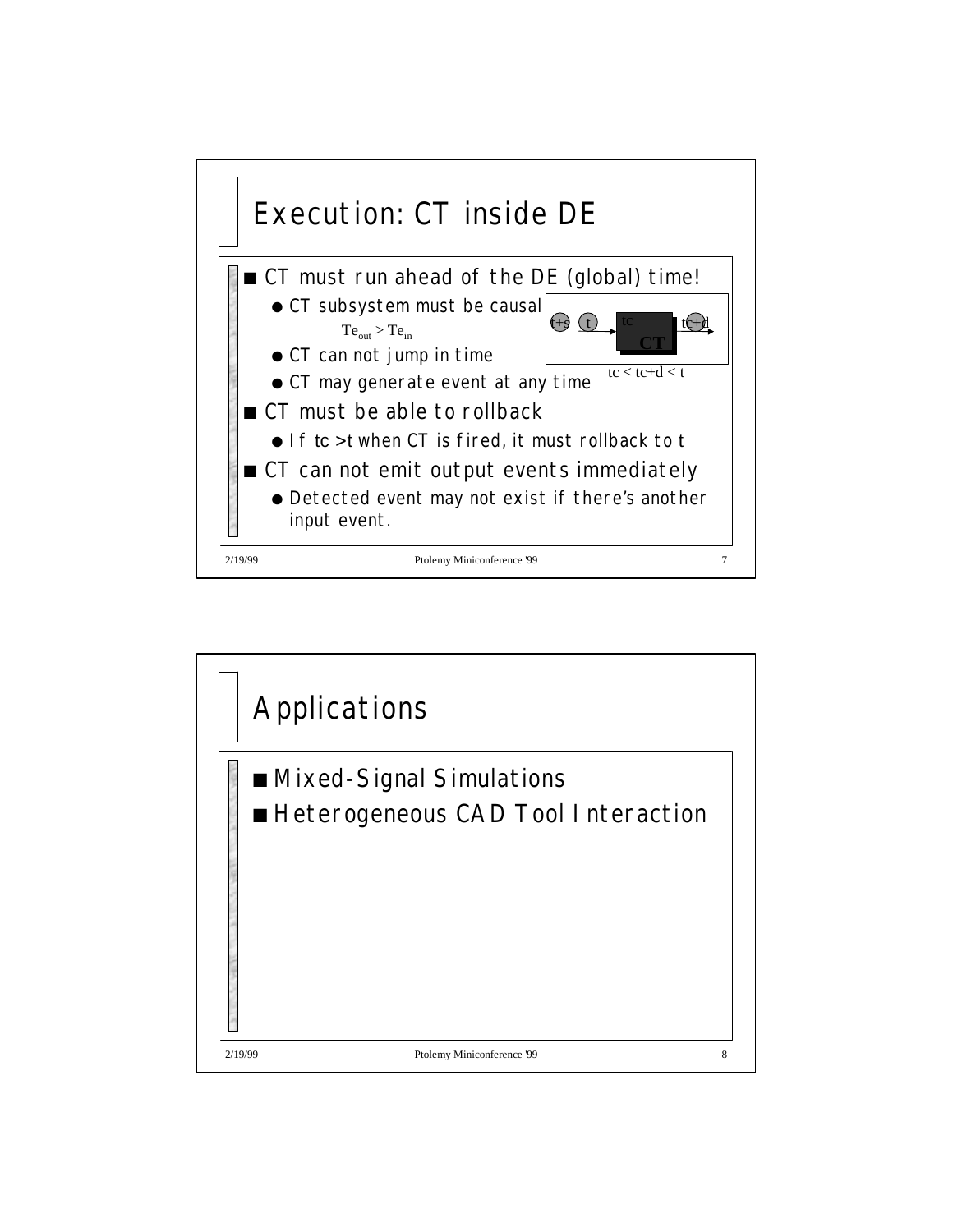# Execution: CT inside DE

- CT must run ahead of the DE (global) time!
  - CT subsystem must be causal
    - $Te_{out} > Te_{in}$
  - CT can not jump in time
  - CT may generate event at any time

t+s  t  tc  CT  tc+d

$tc < tc+d < t$

- CT must be able to rollback
  - If tc > t when CT is fired, it must rollback to t
- CT can not emit output events immediately
  - Detected event may not exist if there's another input event.

# Applications

- Mixed-Signal Simulations
- Heterogeneous CAD Tool Interaction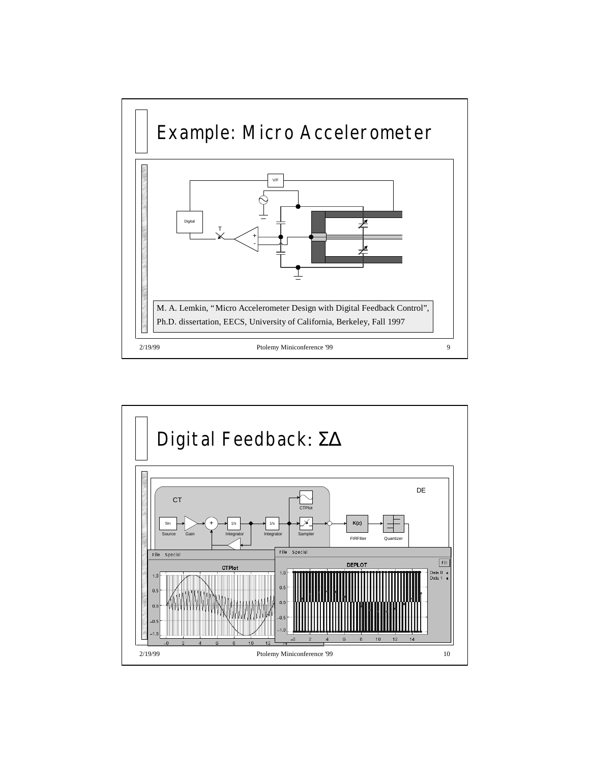# Example: Micro Accelerometer

M. A. Lemkin, "Micro Accelerometer Design with Digital Feedback Control", Ph.D. dissertation, EECS, University of California, Berkeley, Fall 1997

# Digital Feedback: ΣΔ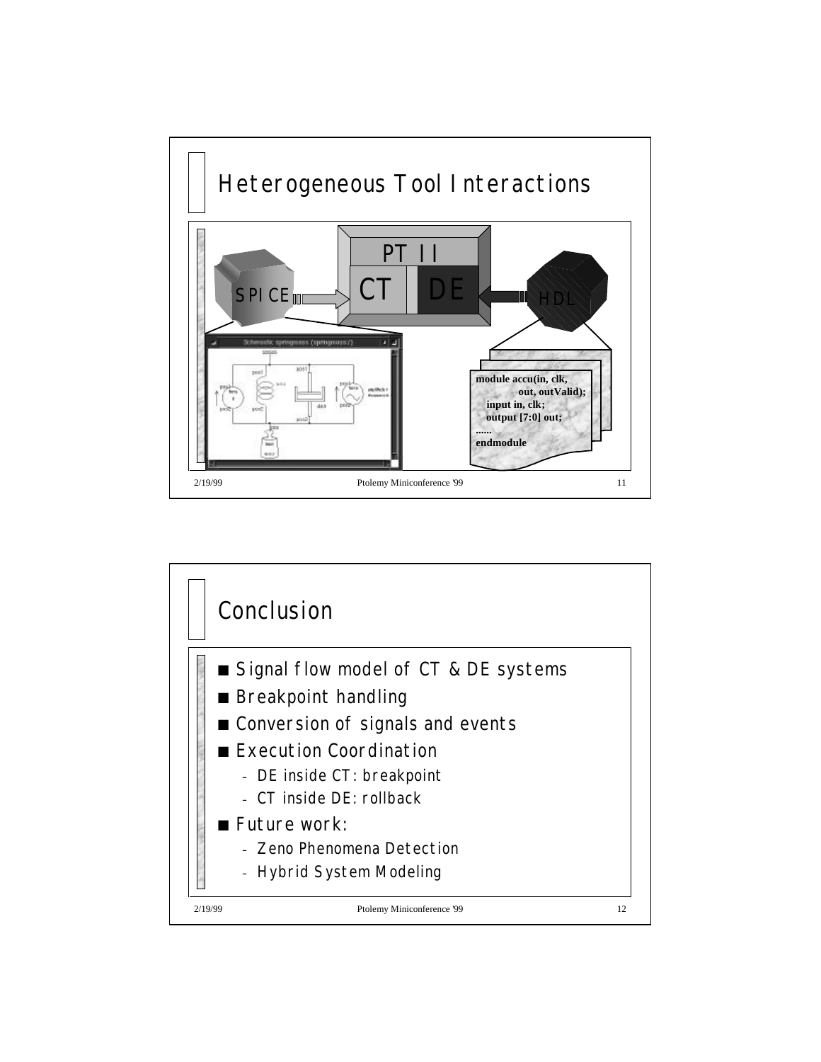## Heterogeneous Tool Interactions

PT II

SPICE

CT

DE

HDL

```
module accu(in, clk,
        out, outValid);
   input in, clk;
   output [7:0] out;
......
endmodule
```

## Conclusion

- Signal flow model of CT & DE systems
- Breakpoint handling
- Conversion of signals and events
- Execution Coordination
  - DE inside CT: breakpoint
  - CT inside DE: rollback
- Future work:
  - Zeno Phenomena Detection
  - Hybrid System Modeling